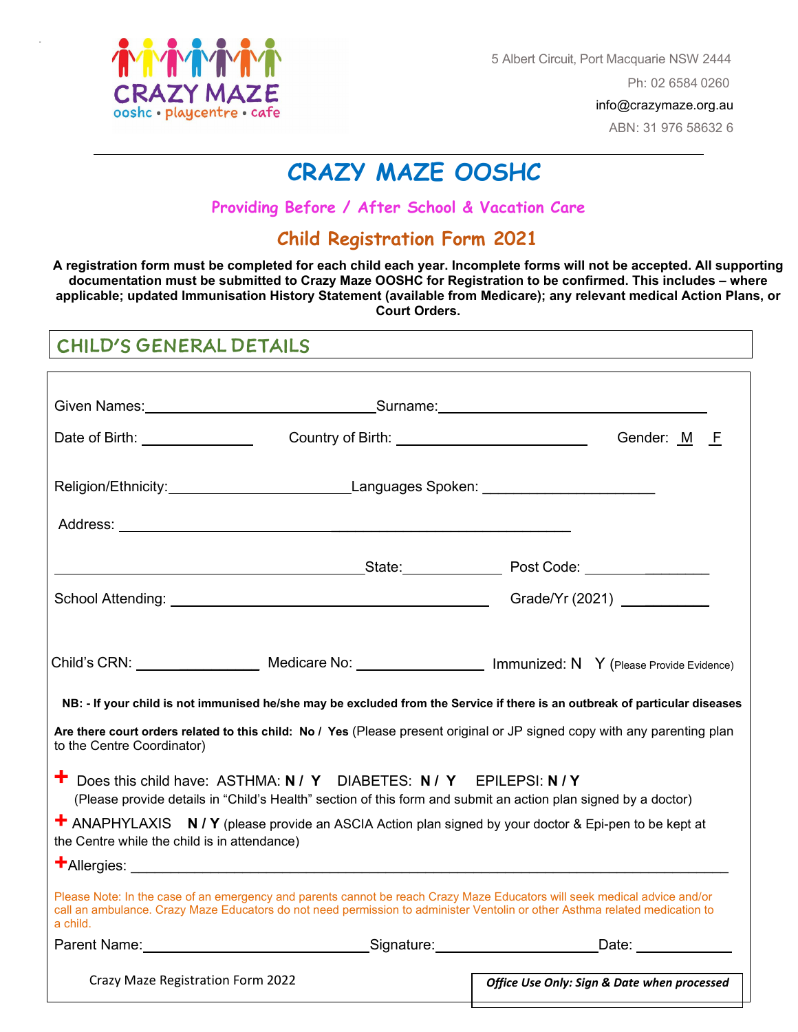CRAZY MAZE
ooshc • playcentre • cafe

5 Albert Circuit, Port Macquarie NSW 2444

Ph: 02 6584 0260

info@crazymaze.org.au

ABN: 31 976 58632 6

# CRAZY MAZE OOSHC

### Providing Before / After School & Vacation Care

## Child Registration Form 2021

**A registration form must be completed for each child each year. Incomplete forms will not be accepted. All supporting documentation must be submitted to Crazy Maze OOSHC for Registration to be confirmed. This includes – where applicable; updated Immunisation History Statement (available from Medicare); any relevant medical Action Plans, or Court Orders.**

## CHILD'S GENERAL DETAILS

Given Names: ______________________________ Surname: ____________________________________

Date of Birth: ______________ Country of Birth: _________________________ Gender: M F

Religion/Ethnicity: _______________________ Languages Spoken: _____________________

Address: _____________________________________________________________

________________________________________ State: ____________ Post Code: ______________

School Attending: __________________________________________ Grade/Yr (2021) ___________

Child's CRN: ________________ Medicare No: ________________ Immunized: N Y (Please Provide Evidence)

**NB: - If your child is not immunised he/she may be excluded from the Service if there is an outbreak of particular diseases**

**Are there court orders related to this child: No / Yes** (Please present original or JP signed copy with any parenting plan to the Centre Coordinator)

+ Does this child have: ASTHMA: **N / Y** DIABETES: **N / Y** EPILEPSI: **N / Y**
(Please provide details in "Child's Health" section of this form and submit an action plan signed by a doctor)

+ ANAPHYLAXIS **N / Y** (please provide an ASCIA Action plan signed by your doctor & Epi-pen to be kept at the Centre while the child is in attendance)

+Allergies: _________________________________________________________________________

Please Note: In the case of an emergency and parents cannot be reach Crazy Maze Educators will seek medical advice and/or call an ambulance. Crazy Maze Educators do not need permission to administer Ventolin or other Asthma related medication to a child.

Parent Name: ______________________________ Signature: ______________________ Date: _____________

Crazy Maze Registration Form 2022

*Office Use Only: Sign & Date when processed*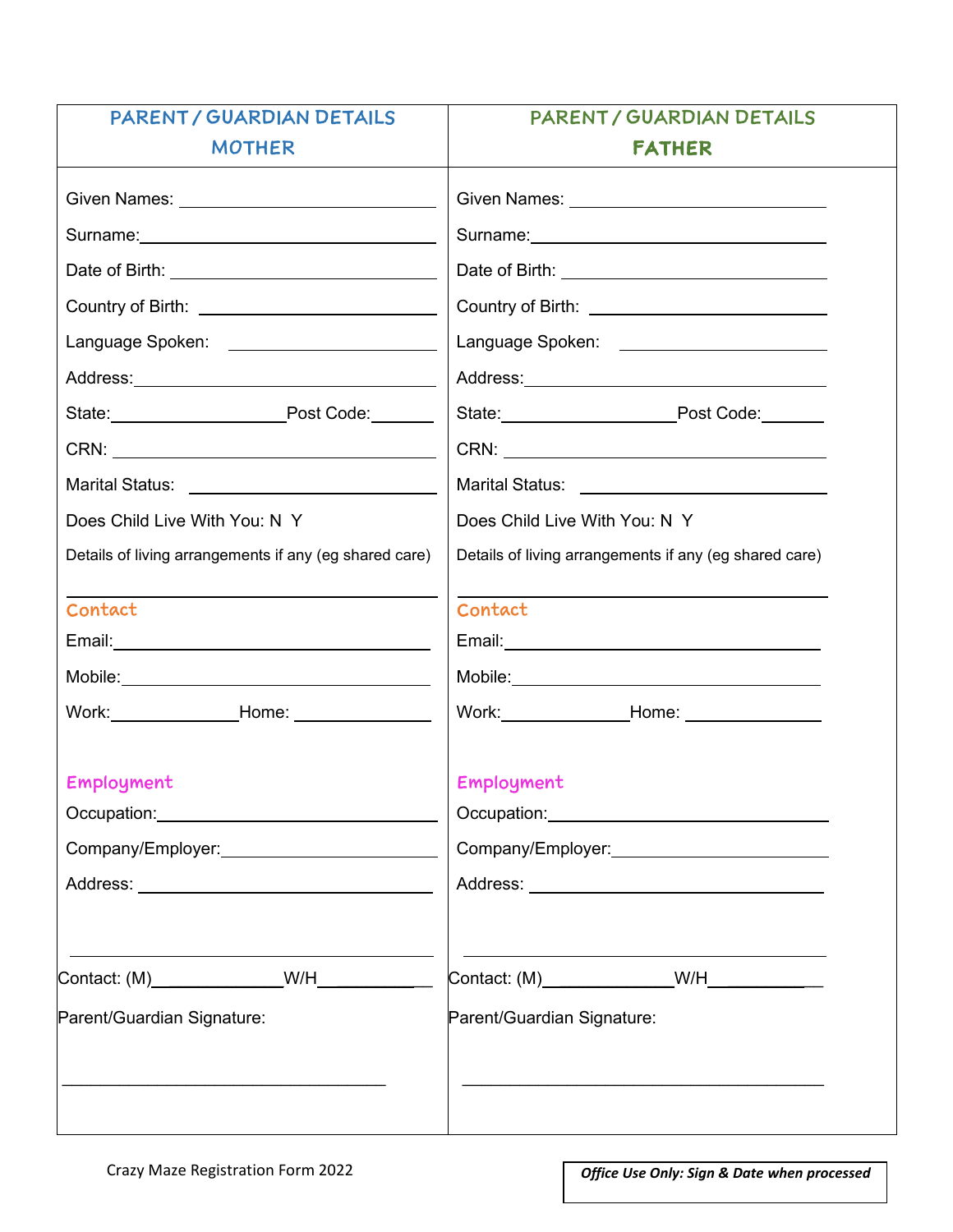| PARENT / GUARDIAN DETAILS MOTHER | PARENT / GUARDIAN DETAILS FATHER |
|---|---|
| Given Names: ______________________ | Given Names: ______________________ |
| Surname: ______________________ | Surname: ______________________ |
| Date of Birth: ______________________ | Date of Birth: ______________________ |
| Country of Birth: ______________________ | Country of Birth: ______________________ |
| Language Spoken: ______________________ | Language Spoken: ______________________ |
| Address: ______________________ | Address: ______________________ |
| State: ______________ Post Code: ______ | State: ______________ Post Code: ______ |
| CRN: ______________________ | CRN: ______________________ |
| Marital Status: ______________________ | Marital Status: ______________________ |
| Does Child Live With You: N Y | Does Child Live With You: N Y |
| Details of living arrangements if any (eg shared care) ______________________ | Details of living arrangements if any (eg shared care) ______________________ |
| **Contact** | **Contact** |
| Email: ______________________ | Email: ______________________ |
| Mobile: ______________________ | Mobile: ______________________ |
| Work: ____________ Home: ____________ | Work: ____________ Home: ____________ |
| **Employment** | **Employment** |
| Occupation: ______________________ | Occupation: ______________________ |
| Company/Employer: ______________________ | Company/Employer: ______________________ |
| Address: ______________________ ______________________ | Address: ______________________ ______________________ |
| Contact: (M) ____________ W/H ____________ | Contact: (M) ____________ W/H ____________ |
| Parent/Guardian Signature: ______________________ | Parent/Guardian Signature: ______________________ |

Crazy Maze Registration Form 2022

***Office Use Only: Sign & Date when processed***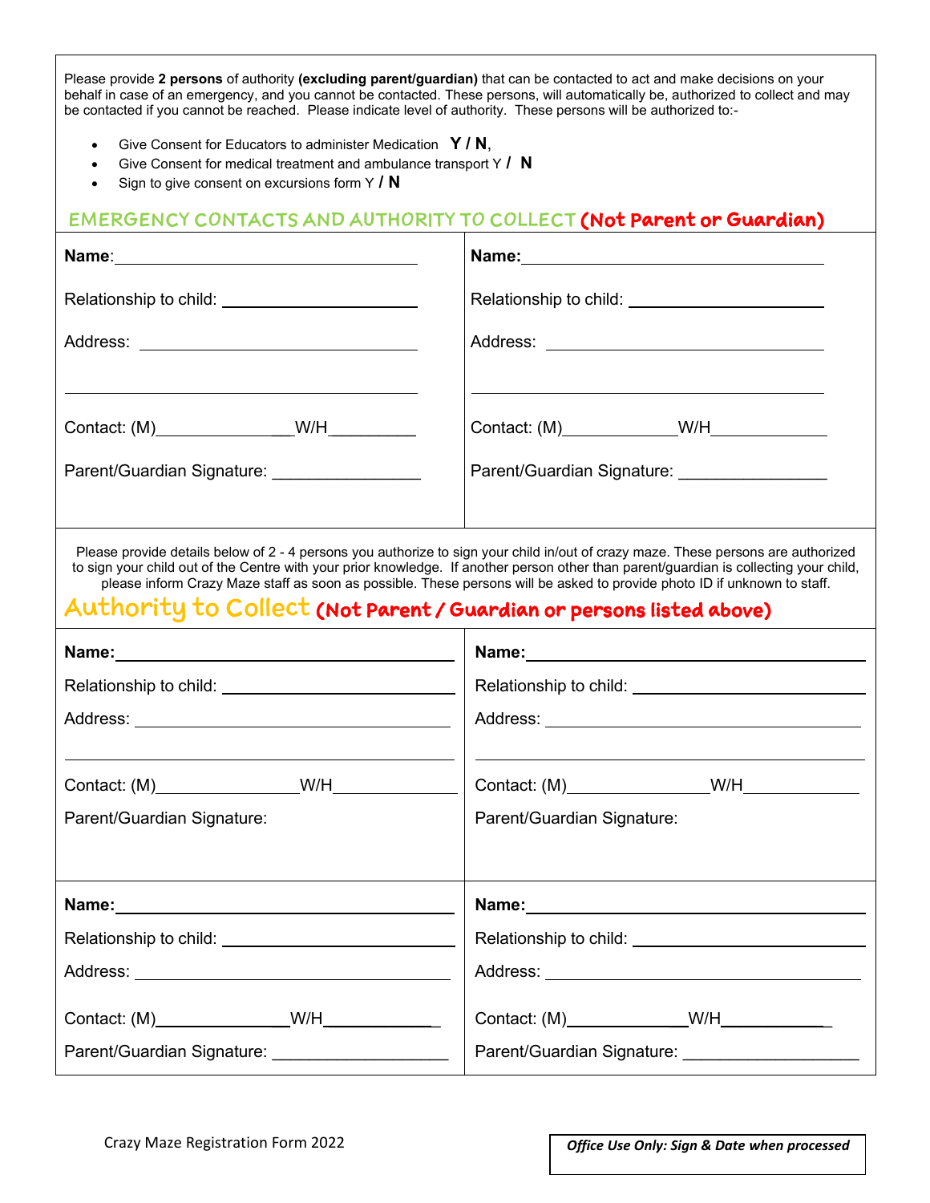Please provide **2 persons** of authority **(excluding parent/guardian)** that can be contacted to act and make decisions on your behalf in case of an emergency, and you cannot be contacted. These persons, will automatically be, authorized to collect and may be contacted if you cannot be reached. Please indicate level of authority. These persons will be authorized to:-

- Give Consent for Educators to administer Medication **Y / N**,
- Give Consent for medical treatment and ambulance transport Y **/ N**
- Sign to give consent on excursions form Y **/ N**

## EMERGENCY CONTACTS AND AUTHORITY TO COLLECT (Not Parent or Guardian)

| | |
|---|---|
| **Name**: ______________________________ | **Name:** ______________________________ |
| Relationship to child: ____________________ | Relationship to child: ____________________ |
| Address: ______________________________ | Address: ______________________________ |
| ______________________________ | ______________________________ |
| Contact: (M)______________W/H_________ | Contact: (M)____________W/H____________ |
| Parent/Guardian Signature: _______________ | Parent/Guardian Signature: _______________ |

Please provide details below of 2 - 4 persons you authorize to sign your child in/out of crazy maze. These persons are authorized to sign your child out of the Centre with your prior knowledge. If another person other than parent/guardian is collecting your child, please inform Crazy Maze staff as soon as possible. These persons will be asked to provide photo ID if unknown to staff.

## Authority to Collect (Not Parent / Guardian or persons listed above)

| | |
|---|---|
| **Name:** ______________________________ | **Name:** ______________________________ |
| Relationship to child: ____________________ | Relationship to child: ____________________ |
| Address: ______________________________ | Address: ______________________________ |
| ______________________________ | ______________________________ |
| Contact: (M)______________W/H____________ | Contact: (M)______________W/H____________ |
| Parent/Guardian Signature: | Parent/Guardian Signature: |
| **Name:** ______________________________ | **Name:** ______________________________ |
| Relationship to child: ____________________ | Relationship to child: ____________________ |
| Address: ______________________________ | Address: ______________________________ |
| Contact: (M)______________W/H____________ | Contact: (M)______________W/H____________ |
| Parent/Guardian Signature: _________________ | Parent/Guardian Signature: _________________ |

Crazy Maze Registration Form 2022

***Office Use Only: Sign & Date when processed***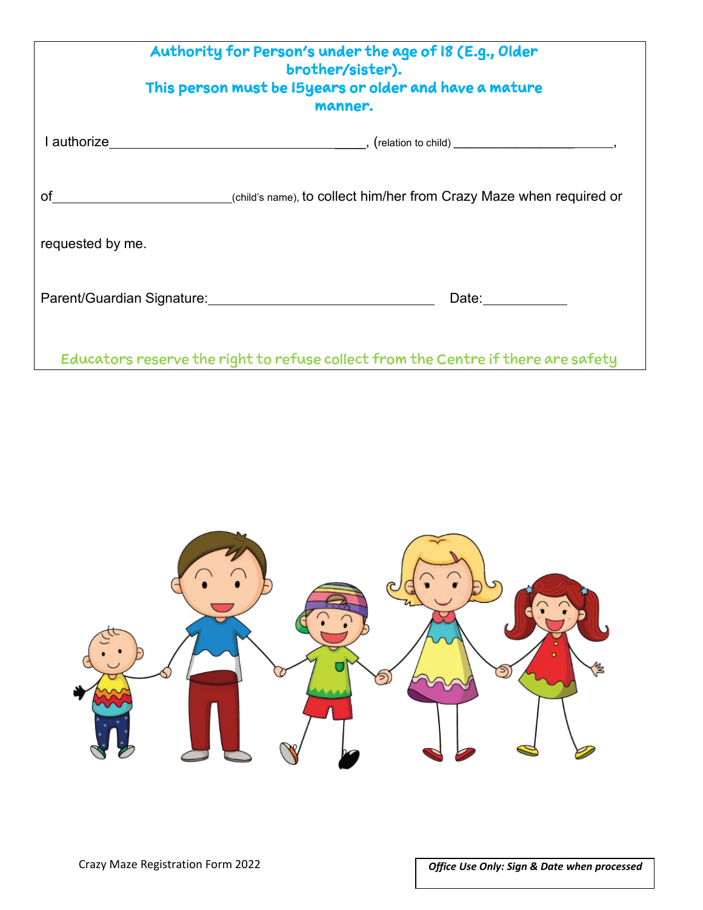## Authority for Person's under the age of 18 (E.g., Older brother/sister).
## This person must be 15years or older and have a mature manner.

I authorize_________________________________________, (relation to child) ________________________,

of_______________________(child's name), to collect him/her from Crazy Maze when required or

requested by me.

Parent/Guardian Signature:_________________________________ Date:___________

Educators reserve the right to refuse collect from the Centre if there are safety

Crazy Maze Registration Form 2022

***Office Use Only: Sign & Date when processed***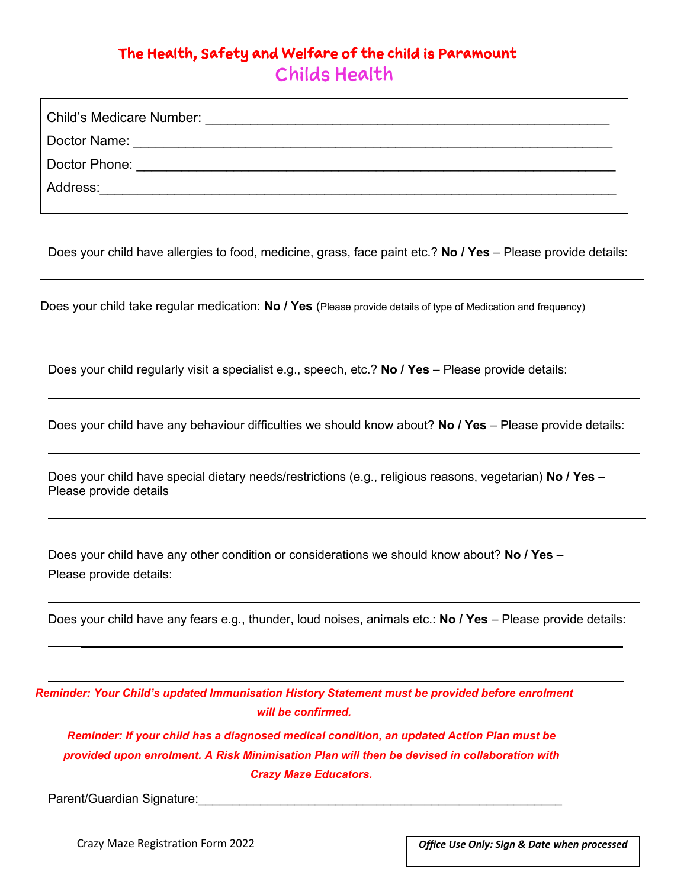## The Health, Safety and Welfare of the child is Paramount

## Childs Health

Child's Medicare Number: ______________________________________________

Doctor Name: ______________________________________________

Doctor Phone: ______________________________________________

Address:______________________________________________

Does your child have allergies to food, medicine, grass, face paint etc.? **No / Yes** – Please provide details:

______________________________________________

Does your child take regular medication: **No / Yes** (Please provide details of type of Medication and frequency)

______________________________________________

Does your child regularly visit a specialist e.g., speech, etc.? **No / Yes** – Please provide details:

______________________________________________

Does your child have any behaviour difficulties we should know about? **No / Yes** – Please provide details:

______________________________________________

Does your child have special dietary needs/restrictions (e.g., religious reasons, vegetarian) **No / Yes** – Please provide details

______________________________________________

Does your child have any other condition or considerations we should know about? **No / Yes** – Please provide details:

______________________________________________

Does your child have any fears e.g., thunder, loud noises, animals etc.: **No / Yes** – Please provide details:

______________________________________________

______________________________________________

***Reminder: Your Child's updated Immunisation History Statement must be provided before enrolment will be confirmed.***

***Reminder: If your child has a diagnosed medical condition, an updated Action Plan must be provided upon enrolment. A Risk Minimisation Plan will then be devised in collaboration with Crazy Maze Educators.***

Parent/Guardian Signature:______________________________________________

Crazy Maze Registration Form 2022

***Office Use Only: Sign & Date when processed***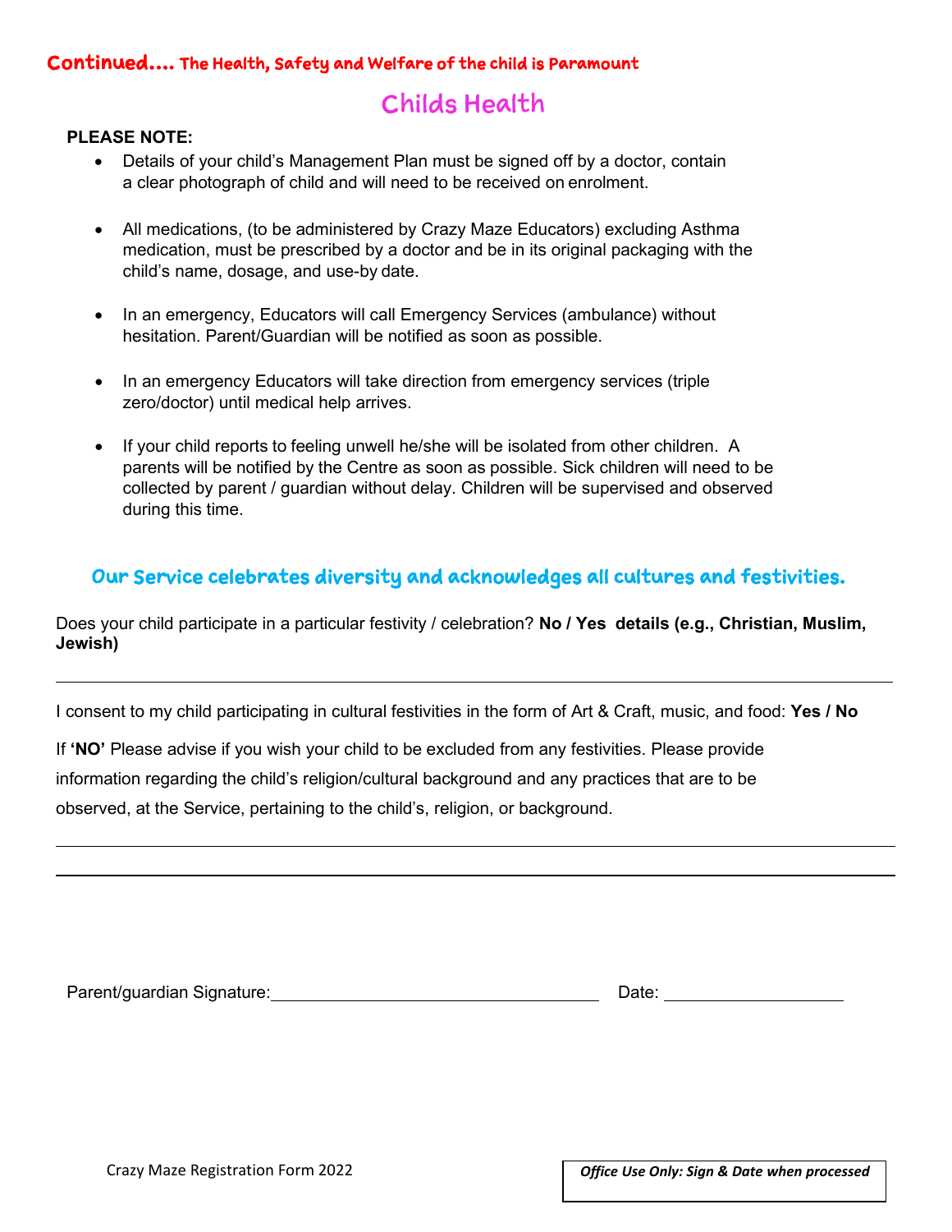**Continued.... The Health, Safety and Welfare of the child is Paramount**

# Childs Health

**PLEASE NOTE:**

- Details of your child's Management Plan must be signed off by a doctor, contain a clear photograph of child and will need to be received on enrolment.
- All medications, (to be administered by Crazy Maze Educators) excluding Asthma medication, must be prescribed by a doctor and be in its original packaging with the child's name, dosage, and use-by date.
- In an emergency, Educators will call Emergency Services (ambulance) without hesitation. Parent/Guardian will be notified as soon as possible.
- In an emergency Educators will take direction from emergency services (triple zero/doctor) until medical help arrives.
- If your child reports to feeling unwell he/she will be isolated from other children. A parents will be notified by the Centre as soon as possible. Sick children will need to be collected by parent / guardian without delay. Children will be supervised and observed during this time.

## Our Service celebrates diversity and acknowledges all cultures and festivities.

Does your child participate in a particular festivity / celebration? **No / Yes details (e.g., Christian, Muslim, Jewish)**

\_\_\_\_\_\_\_\_\_\_\_\_\_\_\_\_\_\_\_\_\_\_\_\_\_\_\_\_\_\_\_\_\_\_\_\_\_\_\_\_\_\_\_\_\_\_\_\_\_\_\_\_\_\_\_\_\_\_\_\_

I consent to my child participating in cultural festivities in the form of Art & Craft, music, and food: **Yes / No**

If **'NO'** Please advise if you wish your child to be excluded from any festivities. Please provide information regarding the child's religion/cultural background and any practices that are to be observed, at the Service, pertaining to the child's, religion, or background.

\_\_\_\_\_\_\_\_\_\_\_\_\_\_\_\_\_\_\_\_\_\_\_\_\_\_\_\_\_\_\_\_\_\_\_\_\_\_\_\_\_\_\_\_\_\_\_\_\_\_\_\_\_\_\_\_\_\_\_\_

\_\_\_\_\_\_\_\_\_\_\_\_\_\_\_\_\_\_\_\_\_\_\_\_\_\_\_\_\_\_\_\_\_\_\_\_\_\_\_\_\_\_\_\_\_\_\_\_\_\_\_\_\_\_\_\_\_\_\_\_

Parent/guardian Signature:\_\_\_\_\_\_\_\_\_\_\_\_\_\_\_\_\_\_\_\_\_\_\_\_\_\_\_\_\_\_ Date: \_\_\_\_\_\_\_\_\_\_\_\_\_\_\_\_

Crazy Maze Registration Form 2022

| *Office Use Only: Sign & Date when processed* |
| --- |
| |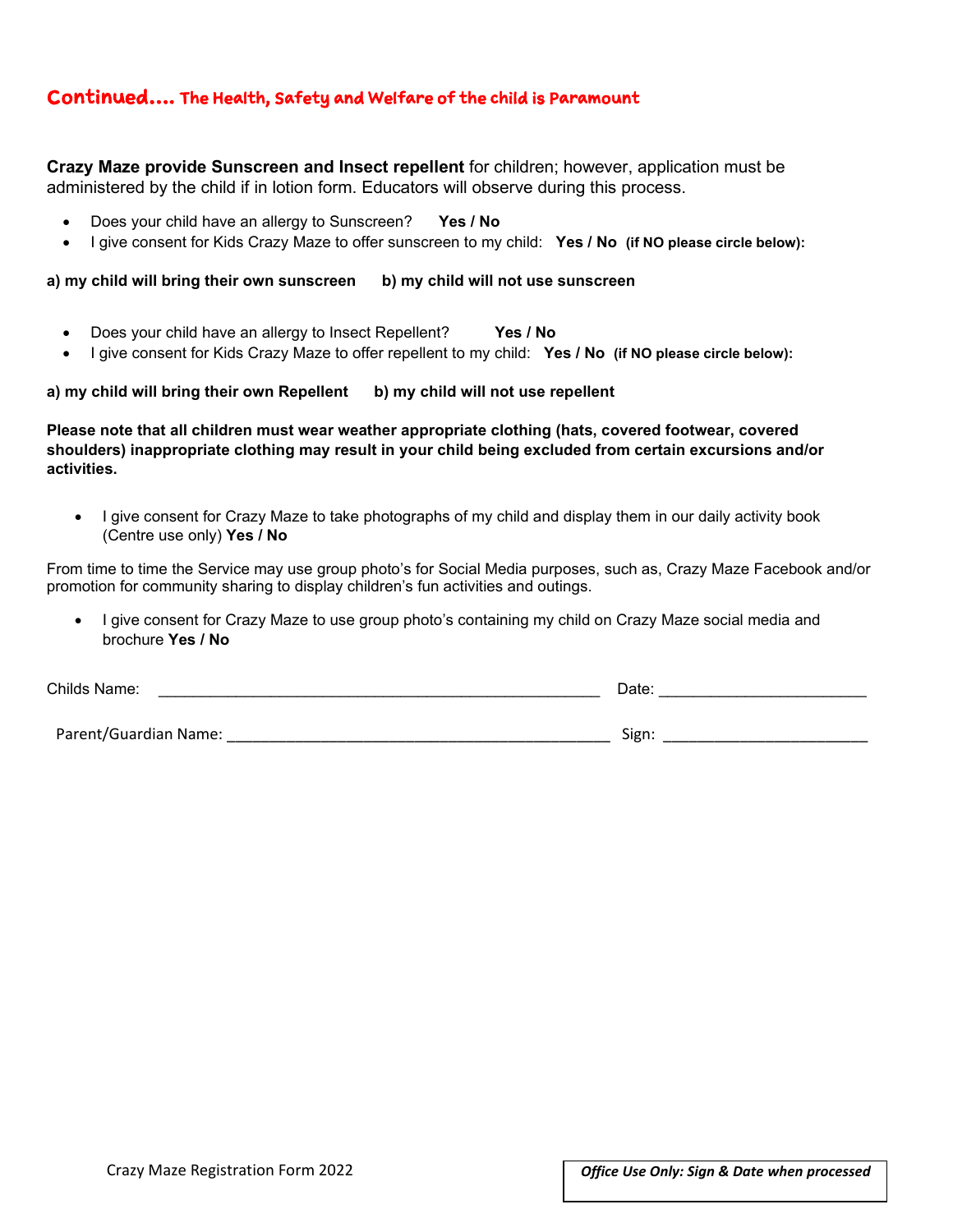## Continued.... The Health, Safety and Welfare of the child is Paramount

**Crazy Maze provide Sunscreen and Insect repellent** for children; however, application must be administered by the child if in lotion form. Educators will observe during this process.

- Does your child have an allergy to Sunscreen? **Yes / No**
- I give consent for Kids Crazy Maze to offer sunscreen to my child: **Yes / No (if NO please circle below):**

**a) my child will bring their own sunscreen b) my child will not use sunscreen**

- Does your child have an allergy to Insect Repellent? **Yes / No**
- I give consent for Kids Crazy Maze to offer repellent to my child: **Yes / No (if NO please circle below):**

**a) my child will bring their own Repellent b) my child will not use repellent**

**Please note that all children must wear weather appropriate clothing (hats, covered footwear, covered shoulders) inappropriate clothing may result in your child being excluded from certain excursions and/or activities.**

- I give consent for Crazy Maze to take photographs of my child and display them in our daily activity book (Centre use only) **Yes / No**

From time to time the Service may use group photo's for Social Media purposes, such as, Crazy Maze Facebook and/or promotion for community sharing to display children's fun activities and outings.

- I give consent for Crazy Maze to use group photo's containing my child on Crazy Maze social media and brochure **Yes / No**

Childs Name: ____________________________________________________ Date: ________________________

Parent/Guardian Name: ______________________________________________ Sign: ________________________

Crazy Maze Registration Form 2022

***Office Use Only: Sign & Date when processed***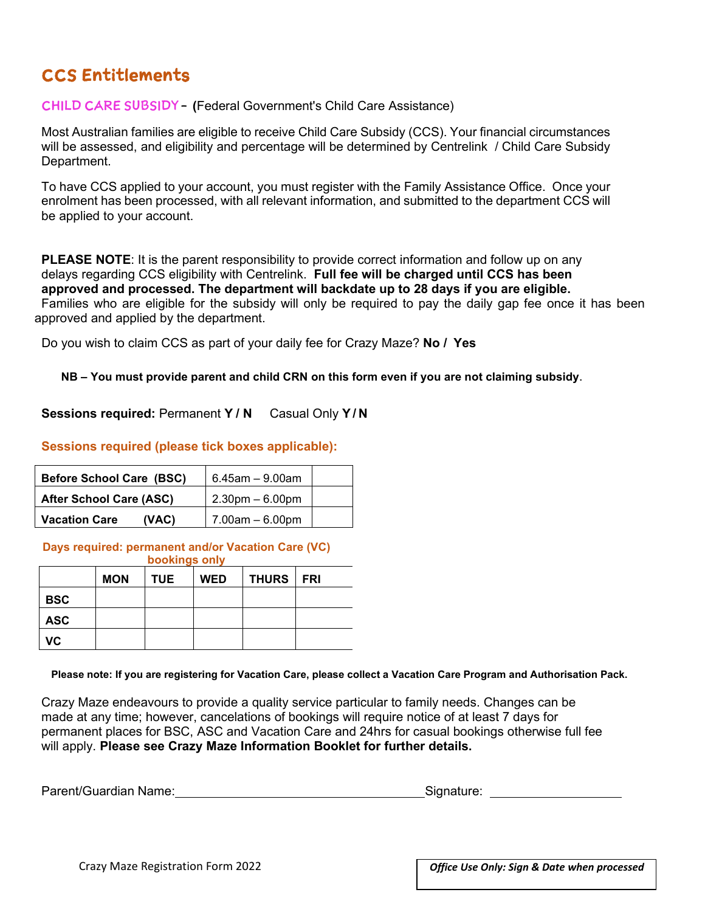# CCS Entitlements

**CHILD CARE SUBSIDY – (**Federal Government's Child Care Assistance)

Most Australian families are eligible to receive Child Care Subsidy (CCS). Your financial circumstances will be assessed, and eligibility and percentage will be determined by Centrelink / Child Care Subsidy Department.

To have CCS applied to your account, you must register with the Family Assistance Office. Once your enrolment has been processed, with all relevant information, and submitted to the department CCS will be applied to your account.

**PLEASE NOTE**: It is the parent responsibility to provide correct information and follow up on any delays regarding CCS eligibility with Centrelink. **Full fee will be charged until CCS has been approved and processed. The department will backdate up to 28 days if you are eligible.** Families who are eligible for the subsidy will only be required to pay the daily gap fee once it has been approved and applied by the department.

Do you wish to claim CCS as part of your daily fee for Crazy Maze? **No / Yes**

**NB – You must provide parent and child CRN on this form even if you are not claiming subsidy**.

**Sessions required:** Permanent **Y / N** Casual Only **Y / N**

**Sessions required (please tick boxes applicable):**

| | | |
|---|---|---|
| **Before School Care (BSC)** | 6.45am – 9.00am | |
| **After School Care (ASC)** | 2.30pm – 6.00pm | |
| **Vacation Care (VAC)** | 7.00am – 6.00pm | |

**Days required: permanent and/or Vacation Care (VC) bookings only**

| | MON | TUE | WED | THURS | FRI |
|---|---|---|---|---|---|
| **BSC** | | | | | |
| **ASC** | | | | | |
| **VC** | | | | | |

**Please note: If you are registering for Vacation Care, please collect a Vacation Care Program and Authorisation Pack.**

Crazy Maze endeavours to provide a quality service particular to family needs. Changes can be made at any time; however, cancelations of bookings will require notice of at least 7 days for permanent places for BSC, ASC and Vacation Care and 24hrs for casual bookings otherwise full fee will apply. **Please see Crazy Maze Information Booklet for further details.**

Parent/Guardian Name:\_\_\_\_\_\_\_\_\_\_\_\_\_\_\_\_\_\_\_\_\_\_\_\_\_\_\_\_\_\_\_\_\_\_\_\_ Signature: \_\_\_\_\_\_\_\_\_\_\_\_\_\_\_\_\_\_\_\_

Crazy Maze Registration Form 2022

*Office Use Only: Sign & Date when processed*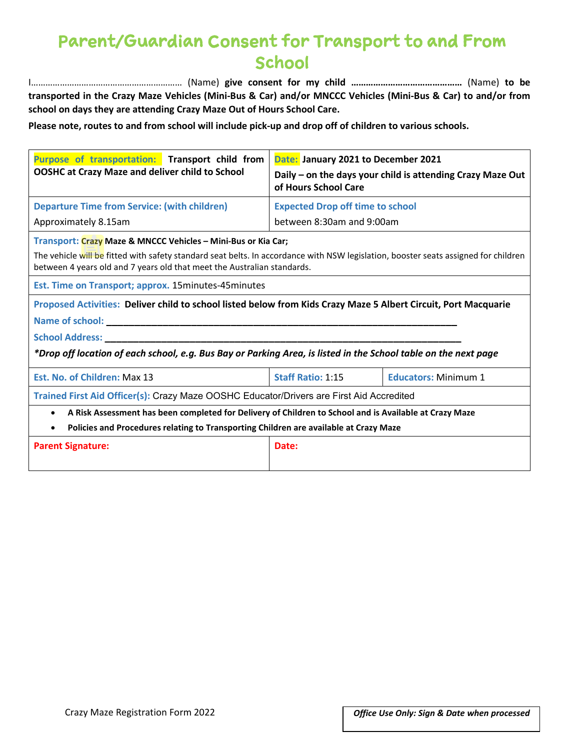# Parent/Guardian Consent for Transport to and From School

I…………………………………………………… (Name) **give consent for my child ……………………………………** (Name) **to be transported in the Crazy Maze Vehicles (Mini-Bus & Car) and/or MNCCC Vehicles (Mini-Bus & Car) to and/or from school on days they are attending Crazy Maze Out of Hours School Care.**

**Please note, routes to and from school will include pick-up and drop off of children to various schools.**

| | | |
|---|---|---|
| **Purpose of transportation:** **Transport child from OOSHC at Crazy Maze and deliver child to School** | **Date:** **January 2021 to December 2021**<br>**Daily – on the days your child is attending Crazy Maze Out of Hours School Care** | |
| **Departure Time from Service: (with children)**<br>Approximately 8.15am | **Expected Drop off time to school**<br>between 8:30am and 9:00am | |
| **Transport:** **Crazy Maze & MNCCC Vehicles – Mini-Bus or Kia Car;**<br>The vehicle will be fitted with safety standard seat belts. In accordance with NSW legislation, booster seats assigned for children between 4 years old and 7 years old that meet the Australian standards. | | |
| **Est. Time on Transport; approx.** 15minutes-45minutes | | |
| **Proposed Activities:** **Deliver child to school listed below from Kids Crazy Maze 5 Albert Circuit, Port Macquarie**<br>**Name of school:** ___________________________________________<br>**School Address:** ___________________________________________<br>***Drop off location of each school, e.g. Bus Bay or Parking Area, is listed in the School table on the next page*** | | |
| **Est. No. of Children:** Max 13 | **Staff Ratio:** 1:15 | **Educators:** Minimum 1 |
| **Trained First Aid Officer(s):** Crazy Maze OOSHC Educator/Drivers are First Aid Accredited | | |
| • **A Risk Assessment has been completed for Delivery of Children to School and is Available at Crazy Maze**<br>• **Policies and Procedures relating to Transporting Children are available at Crazy Maze** | | |
| **Parent Signature:** | **Date:** | |

Crazy Maze Registration Form 2022

| ***Office Use Only: Sign & Date when processed*** |
|---|
| |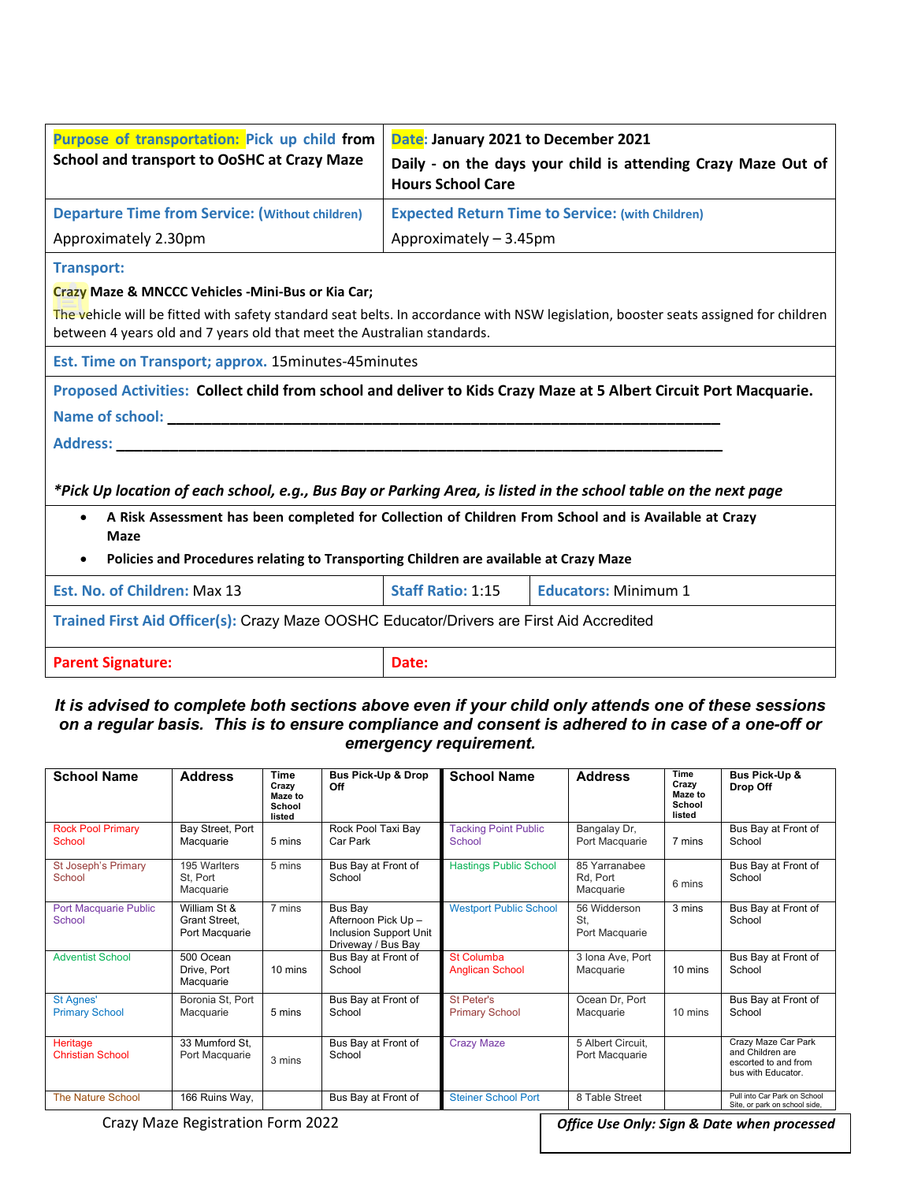| **Purpose of transportation: Pick up child from School and transport to OoSHC at Crazy Maze** | **Date: January 2021 to December 2021** **Daily - on the days your child is attending Crazy Maze Out of Hours School Care** |
|---|---|
| **Departure Time from Service: (Without children)** Approximately 2.30pm | **Expected Return Time to Service: (with Children)** Approximately – 3.45pm |

**Transport:**

**Crazy Maze & MNCCC Vehicles -Mini-Bus or Kia Car;**

The vehicle will be fitted with safety standard seat belts. In accordance with NSW legislation, booster seats assigned for children between 4 years old and 7 years old that meet the Australian standards.

**Est. Time on Transport; approx.** 15minutes-45minutes

**Proposed Activities: Collect child from school and deliver to Kids Crazy Maze at 5 Albert Circuit Port Macquarie.**

**Name of school: ______________________________________________________________**

**Address: ___________________________________________________________________**

***Pick Up location of each school, e.g., Bus Bay or Parking Area, is listed in the school table on the next page***

- **A Risk Assessment has been completed for Collection of Children From School and is Available at Crazy Maze**
- **Policies and Procedures relating to Transporting Children are available at Crazy Maze**

| **Est. No. of Children:** Max 13 | **Staff Ratio:** 1:15 | **Educators:** Minimum 1 |
|---|---|---|

**Trained First Aid Officer(s):** Crazy Maze OOSHC Educator/Drivers are First Aid Accredited

| **Parent Signature:** | **Date:** |
|---|---|

***It is advised to complete both sections above even if your child only attends one of these sessions on a regular basis. This is to ensure compliance and consent is adhered to in case of a one-off or emergency requirement.***

| School Name | Address | Time Crazy Maze to School listed | Bus Pick-Up & Drop Off | School Name | Address | Time Crazy Maze to School listed | Bus Pick-Up & Drop Off |
|---|---|---|---|---|---|---|---|
| Rock Pool Primary School | Bay Street, Port Macquarie | 5 mins | Rock Pool Taxi Bay Car Park | Tacking Point Public School | Bangalay Dr, Port Macquarie | 7 mins | Bus Bay at Front of School |
| St Joseph's Primary School | 195 Warlters St, Port Macquarie | 5 mins | Bus Bay at Front of School | Hastings Public School | 85 Yarranabee Rd, Port Macquarie | 6 mins | Bus Bay at Front of School |
| Port Macquarie Public School | William St & Grant Street, Port Macquarie | 7 mins | Bus Bay Afternoon Pick Up – Inclusion Support Unit Driveway / Bus Bay | Westport Public School | 56 Widderson St, Port Macquarie | 3 mins | Bus Bay at Front of School |
| Adventist School | 500 Ocean Drive, Port Macquarie | 10 mins | Bus Bay at Front of School | St Columba Anglican School | 3 Iona Ave, Port Macquarie | 10 mins | Bus Bay at Front of School |
| St Agnes' Primary School | Boronia St, Port Macquarie | 5 mins | Bus Bay at Front of School | St Peter's Primary School | Ocean Dr, Port Macquarie | 10 mins | Bus Bay at Front of School |
| Heritage Christian School | 33 Mumford St, Port Macquarie | 3 mins | Bus Bay at Front of School | Crazy Maze | 5 Albert Circuit, Port Macquarie | | Crazy Maze Car Park and Children are escorted to and from bus with Educator. |
| The Nature School | 166 Ruins Way, | | Bus Bay at Front of | Steiner School Port | 8 Table Street | | Pull into Car Park on School Site, or park on school side, |

Crazy Maze Registration Form 2022

***Office Use Only: Sign & Date when processed***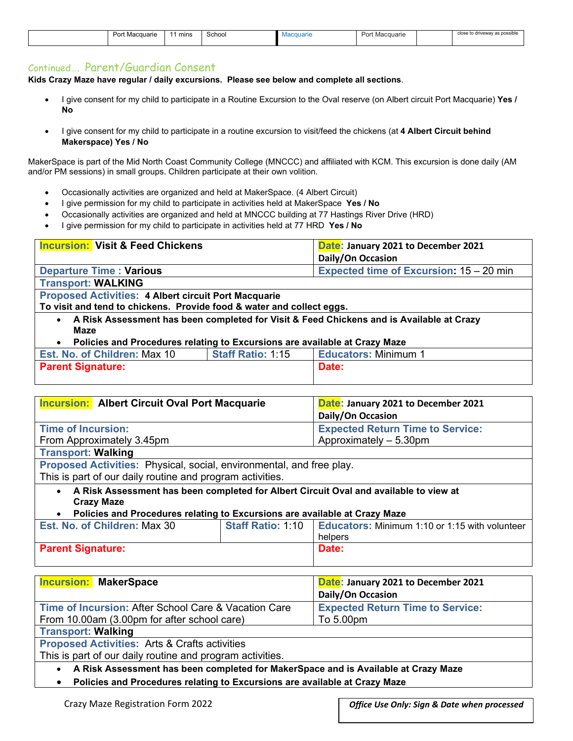|  | Port Macquarie | 11 mins | School | Macquarie | Port Macquarie |  | close to driveway as possible |
|---|---|---|---|---|---|---|---|

## Continued.... Parent/Guardian Consent

**Kids Crazy Maze have regular / daily excursions. Please see below and complete all sections**.

- I give consent for my child to participate in a Routine Excursion to the Oval reserve (on Albert circuit Port Macquarie) **Yes / No**
- I give consent for my child to participate in a routine excursion to visit/feed the chickens (at **4 Albert Circuit behind Makerspace) Yes / No**

MakerSpace is part of the Mid North Coast Community College (MNCCC) and affiliated with KCM. This excursion is done daily (AM and/or PM sessions) in small groups. Children participate at their own volition.

- Occasionally activities are organized and held at MakerSpace. (4 Albert Circuit)
- I give permission for my child to participate in activities held at MakerSpace **Yes / No**
- Occasionally activities are organized and held at MNCCC building at 77 Hastings River Drive (HRD)
- I give permission for my child to participate in activities held at 77 HRD **Yes / No**

| **Incursion: Visit & Feed Chickens** | | **Date: January 2021 to December 2021 Daily/On Occasion** |
|---|---|---|
| **Departure Time : Various** | | **Expected time of Excursion:** 15 – 20 min |
| **Transport: WALKING** | | |
| **Proposed Activities: 4 Albert circuit Port Macquarie** **To visit and tend to chickens. Provide food & water and collect eggs.** | | |
| • **A Risk Assessment has been completed for Visit & Feed Chickens and is Available at Crazy Maze** • **Policies and Procedures relating to Excursions are available at Crazy Maze** | | |
| **Est. No. of Children:** Max 10 | **Staff Ratio:** 1:15 | **Educators:** Minimum 1 |
| **Parent Signature:** | | **Date:** |

| **Incursion: Albert Circuit Oval Port Macquarie** | | **Date: January 2021 to December 2021 Daily/On Occasion** |
|---|---|---|
| **Time of Incursion:** From Approximately 3.45pm | | **Expected Return Time to Service:** Approximately – 5.30pm |
| **Transport: Walking** | | |
| **Proposed Activities:** Physical, social, environmental, and free play. This is part of our daily routine and program activities. | | |
| • **A Risk Assessment has been completed for Albert Circuit Oval and available to view at Crazy Maze** • **Policies and Procedures relating to Excursions are available at Crazy Maze** | | |
| **Est. No. of Children:** Max 30 | **Staff Ratio:** 1:10 | **Educators:** Minimum 1:10 or 1:15 with volunteer helpers |
| **Parent Signature:** | | **Date:** |

| **Incursion: MakerSpace** | **Date: January 2021 to December 2021 Daily/On Occasion** |
|---|---|
| **Time of Incursion:** After School Care & Vacation Care From 10.00am (3.00pm for after school care) | **Expected Return Time to Service:** To 5.00pm |
| **Transport: Walking** | |
| **Proposed Activities:** Arts & Crafts activities This is part of our daily routine and program activities. | |
| • **A Risk Assessment has been completed for MakerSpace and is Available at Crazy Maze** • **Policies and Procedures relating to Excursions are available at Crazy Maze** | |

Crazy Maze Registration Form 2022

| ***Office Use Only: Sign & Date when processed*** |
|---|
| |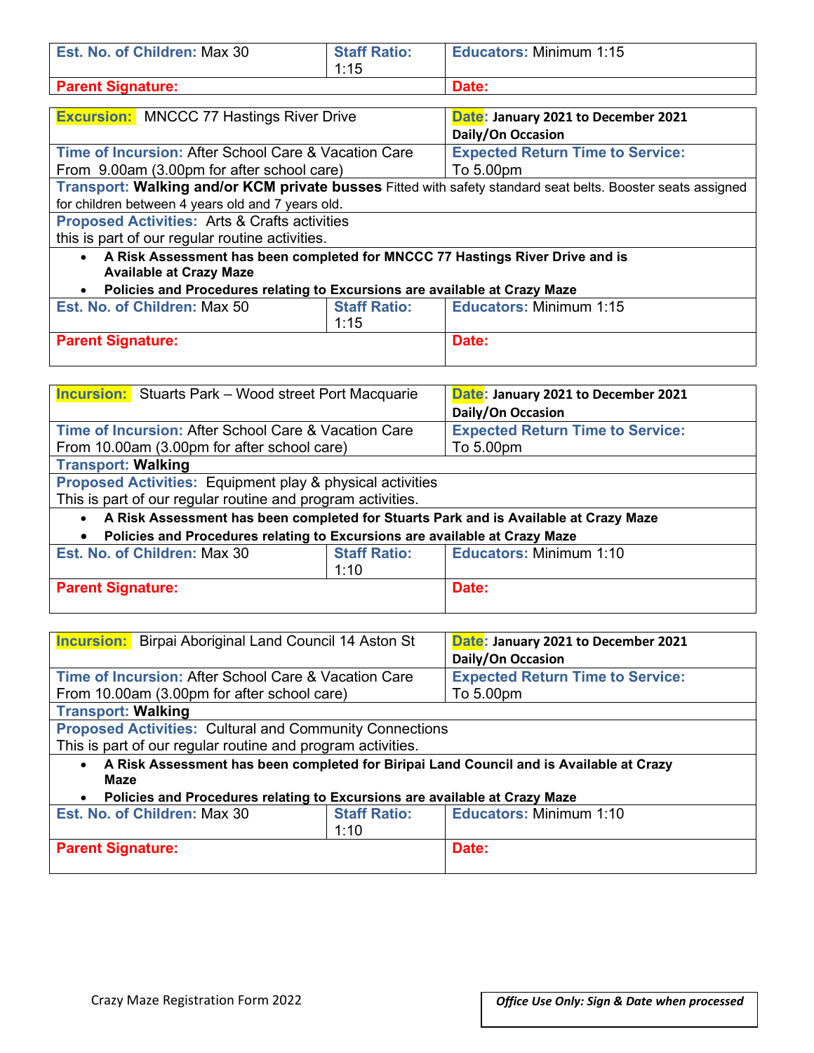| Est. No. of Children: Max 30 | Staff Ratio: 1:15 | Educators: Minimum 1:15 |
|---|---|---|
| Parent Signature: | | Date: |

| Excursion: MNCCC 77 Hastings River Drive | | Date: January 2021 to December 2021 Daily/On Occasion |
|---|---|---|
| Time of Incursion: After School Care & Vacation Care From 9.00am (3.00pm for after school care) | | Expected Return Time to Service: To 5.00pm |
| Transport: **Walking and/or KCM private busses** Fitted with safety standard seat belts. Booster seats assigned for children between 4 years old and 7 years old. | | |
| Proposed Activities: Arts & Crafts activities this is part of our regular routine activities. | | |
| • **A Risk Assessment has been completed for MNCCC 77 Hastings River Drive and is Available at Crazy Maze** • **Policies and Procedures relating to Excursions are available at Crazy Maze** | | |
| Est. No. of Children: Max 50 | Staff Ratio: 1:15 | Educators: Minimum 1:15 |
| Parent Signature: | | Date: |

| Incursion: Stuarts Park – Wood street Port Macquarie | | Date: January 2021 to December 2021 Daily/On Occasion |
|---|---|---|
| Time of Incursion: After School Care & Vacation Care From 10.00am (3.00pm for after school care) | | Expected Return Time to Service: To 5.00pm |
| Transport: **Walking** | | |
| Proposed Activities: Equipment play & physical activities This is part of our regular routine and program activities. | | |
| • **A Risk Assessment has been completed for Stuarts Park and is Available at Crazy Maze** • **Policies and Procedures relating to Excursions are available at Crazy Maze** | | |
| Est. No. of Children: Max 30 | Staff Ratio: 1:10 | Educators: Minimum 1:10 |
| Parent Signature: | | Date: |

| Incursion: Birpai Aboriginal Land Council 14 Aston St | | Date: January 2021 to December 2021 Daily/On Occasion |
|---|---|---|
| Time of Incursion: After School Care & Vacation Care From 10.00am (3.00pm for after school care) | | Expected Return Time to Service: To 5.00pm |
| Transport: **Walking** | | |
| Proposed Activities: Cultural and Community Connections This is part of our regular routine and program activities. | | |
| • **A Risk Assessment has been completed for Biripai Land Council and is Available at Crazy Maze** • **Policies and Procedures relating to Excursions are available at Crazy Maze** | | |
| Est. No. of Children: Max 30 | Staff Ratio: 1:10 | Educators: Minimum 1:10 |
| Parent Signature: | | Date: |

Crazy Maze Registration Form 2022

***Office Use Only: Sign & Date when processed***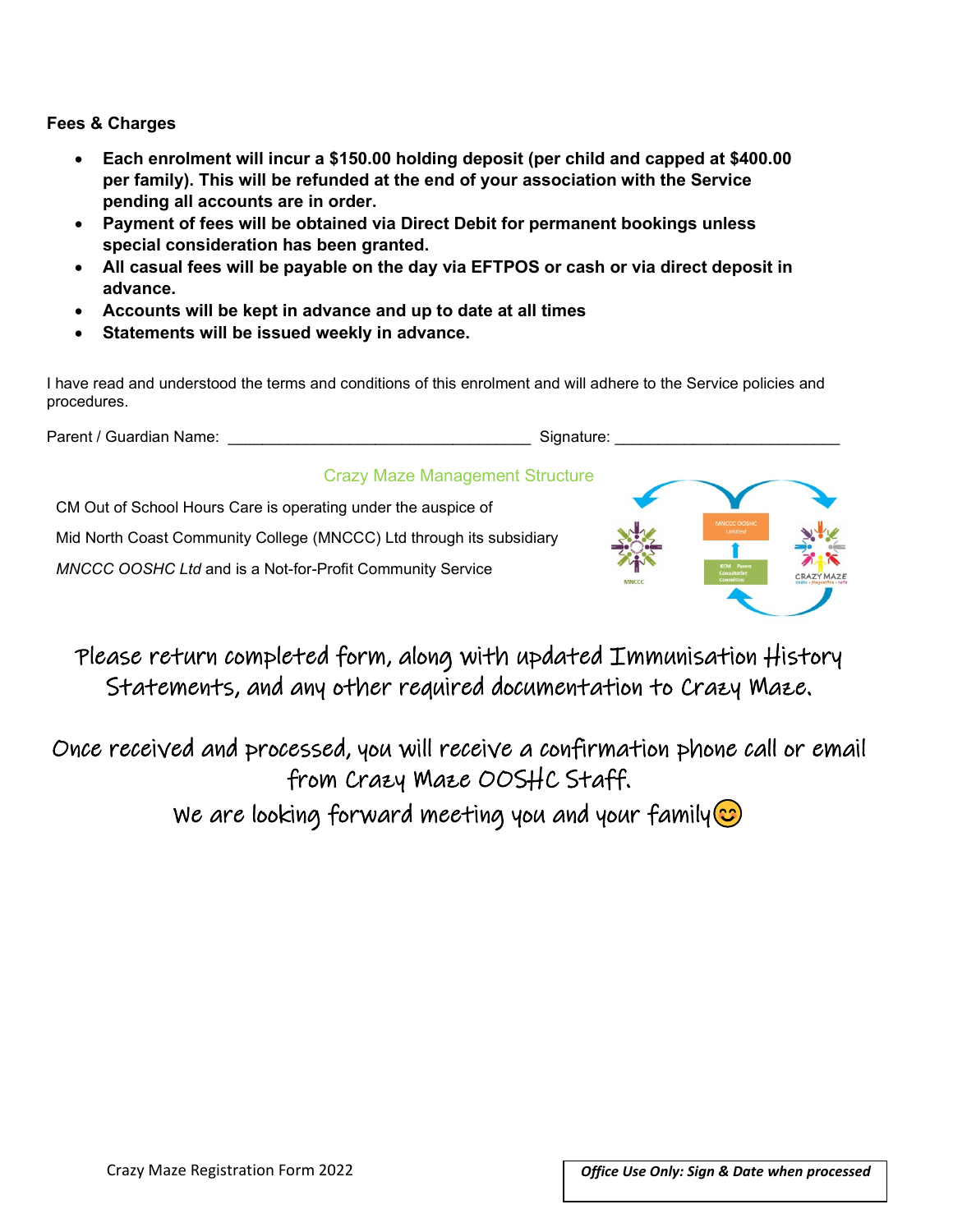**Fees & Charges**

- **Each enrolment will incur a $150.00 holding deposit (per child and capped at $400.00 per family). This will be refunded at the end of your association with the Service pending all accounts are in order.**
- **Payment of fees will be obtained via Direct Debit for permanent bookings unless special consideration has been granted.**
- **All casual fees will be payable on the day via EFTPOS or cash or via direct deposit in advance.**
- **Accounts will be kept in advance and up to date at all times**
- **Statements will be issued weekly in advance.**

I have read and understood the terms and conditions of this enrolment and will adhere to the Service policies and procedures.

Parent / Guardian Name: ___________________________________ Signature: __________________________

## Crazy Maze Management Structure

CM Out of School Hours Care is operating under the auspice of Mid North Coast Community College (MNCCC) Ltd through its subsidiary *MNCCC OOSHC Ltd* and is a Not-for-Profit Community Service

MNCCC OOSHC Limited

BCM Parent Consultative Committee

MNCCC

CRAZY MAZE

Please return completed form, along with updated Immunisation History Statements, and any other required documentation to Crazy Maze.

Once received and processed, you will receive a confirmation phone call or email from Crazy Maze OOSHC Staff.

We are looking forward meeting you and your family😊

Crazy Maze Registration Form 2022

| ***Office Use Only: Sign & Date when processed*** |
|---|
| |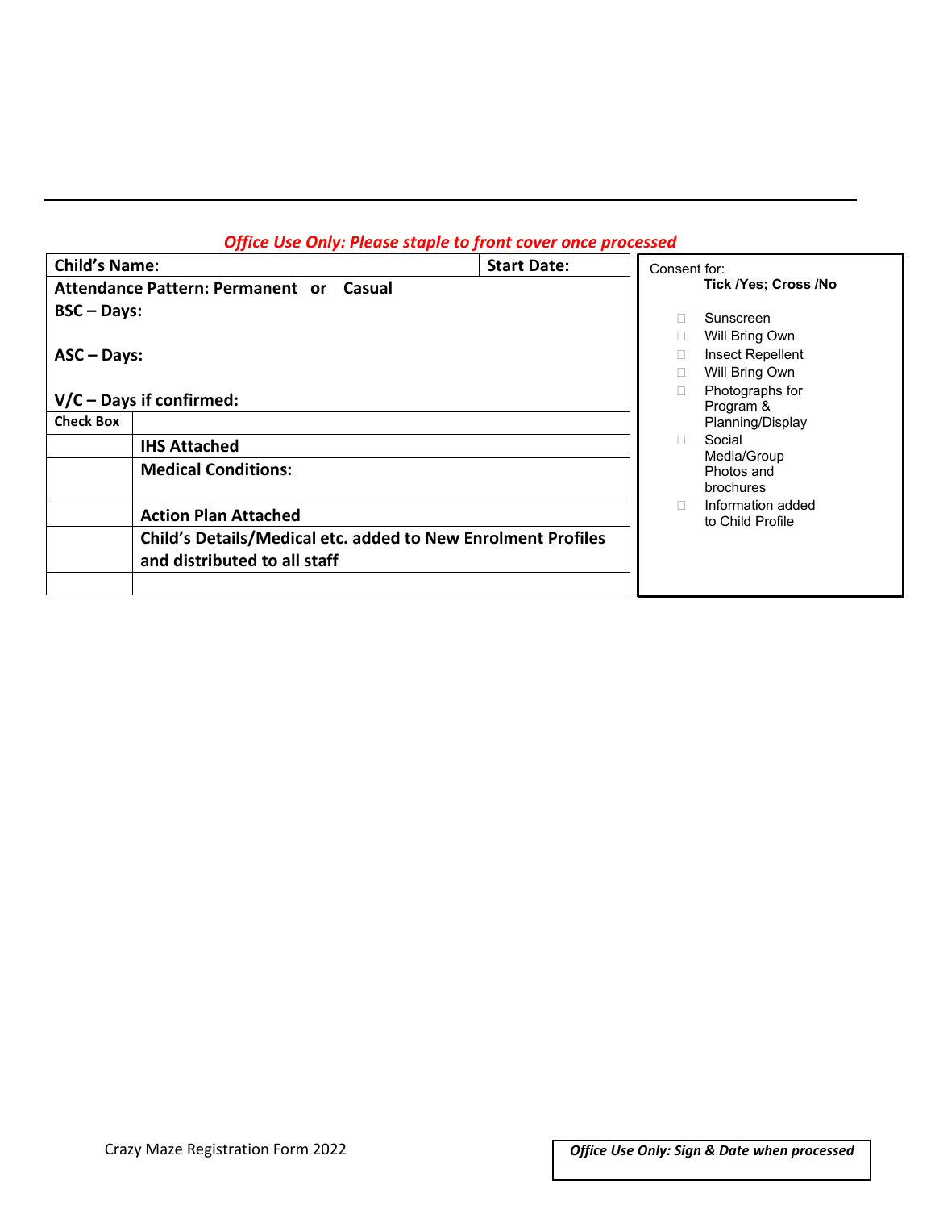---

*Office Use Only: Please staple to front cover once processed*

| | | |
|---|---|---|
| **Child's Name:** | | **Start Date:** |
| **Attendance Pattern: Permanent or Casual**<br>**BSC – Days:**<br><br>**ASC – Days:**<br><br>**V/C – Days if confirmed:** | | |
| **Check Box** | | |
| | **IHS Attached** | |
| | **Medical Conditions:** | |
| | **Action Plan Attached** | |
| | **Child's Details/Medical etc. added to New Enrolment Profiles and distributed to all staff** | |
| | | |

Consent for:
**Tick /Yes; Cross /No**

- ☐ Sunscreen
- ☐ Will Bring Own
- ☐ Insect Repellent
- ☐ Will Bring Own
- ☐ Photographs for Program & Planning/Display
- ☐ Social Media/Group Photos and brochures
- ☐ Information added to Child Profile

Crazy Maze Registration Form 2022

***Office Use Only: Sign & Date when processed***